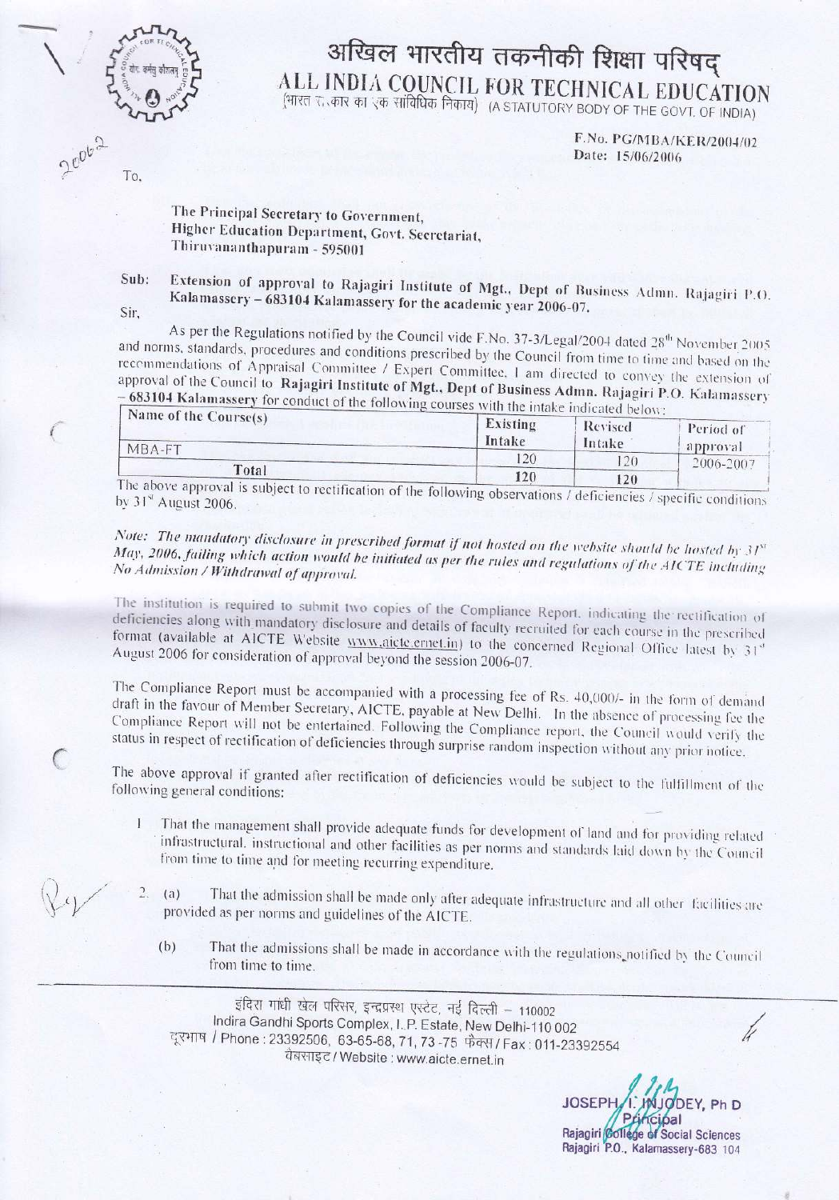# अखिल भारतीय तकनीकी शिक्षा परिषद्
# ALL INDIA COUNCIL FOR TECHNICAL EDUCATION
(भारत सरकार का एक सांविधिक निकाय) (A STATUTORY BODY OF THE GOVT. OF INDIA)

F.No. PG/MBA/KER/2004/02
Date: 15/06/2006

To,

The Principal Secretary to Government,
Higher Education Department, Govt. Secretariat,
Thiruvananthapuram - 595001

Sub: Extension of approval to Rajagiri Institute of Mgt., Dept of Business Admn. Rajagiri P.O. Kalamassery – 683104 Kalamassery for the academic year 2006-07.

Sir,

As per the Regulations notified by the Council vide F.No. 37-3/Legal/2004 dated 28th November 2005 and norms, standards, procedures and conditions prescribed by the Council from time to time and based on the recommendations of Appraisal Committee / Expert Committee, I am directed to convey the extension of approval of the Council to **Rajagiri Institute of Mgt., Dept of Business Admn. Rajagiri P.O. Kalamassery – 683104 Kalamassery** for conduct of the following courses with the intake indicated below:

| Name of the Course(s) | Existing Intake | Revised Intake | Period of approval |
|---|---|---|---|
| MBA-FT | 120 | 120 | 2006-2007 |
| Total | 120 | 120 | |

The above approval is subject to rectification of the following observations / deficiencies / specific conditions by 31st August 2006.

*Note: The mandatory disclosure in prescribed format if not hosted on the website should be hosted by 31st May, 2006, failing which action would be initiated as per the rules and regulations of the AICTE including No Admission / Withdrawal of approval.*

The institution is required to submit two copies of the Compliance Report, indicating the rectification of deficiencies along with mandatory disclosure and details of faculty recruited for each course in the prescribed format (available at AICTE Website www.aicte.ernet.in) to the concerned Regional Office latest by 31st August 2006 for consideration of approval beyond the session 2006-07.

The Compliance Report must be accompanied with a processing fee of Rs. 40,000/- in the form of demand draft in the favour of Member Secretary, AICTE, payable at New Delhi. In the absence of processing fee the Compliance Report will not be entertained. Following the Compliance report, the Council would verify the status in respect of rectification of deficiencies through surprise random inspection without any prior notice.

The above approval if granted after rectification of deficiencies would be subject to the fulfillment of the following general conditions:

1. That the management shall provide adequate funds for development of land and for providing related infrastructural, instructional and other facilities as per norms and standards laid down by the Council from time to time and for meeting recurring expenditure.

2. (a) That the admission shall be made only after adequate infrastructure and all other facilities are provided as per norms and guidelines of the AICTE.

   (b) That the admissions shall be made in accordance with the regulations notified by the Council from time to time.

इंदिरा गांधी खेल परिसर, इन्द्रप्रस्थ एस्टेट, नई दिल्ली – 110002
Indira Gandhi Sports Complex, I.P. Estate, New Delhi-110 002
दूरभाष / Phone : 23392506, 63-65-68, 71, 73-75 फैक्स / Fax : 011-23392554
वेबसाइट / Website : www.aicte.ernet.in

JOSEPH I. INJODEY, Ph D
Principal
Rajagiri College of Social Sciences
Rajagiri P.O., Kalamassery-683 104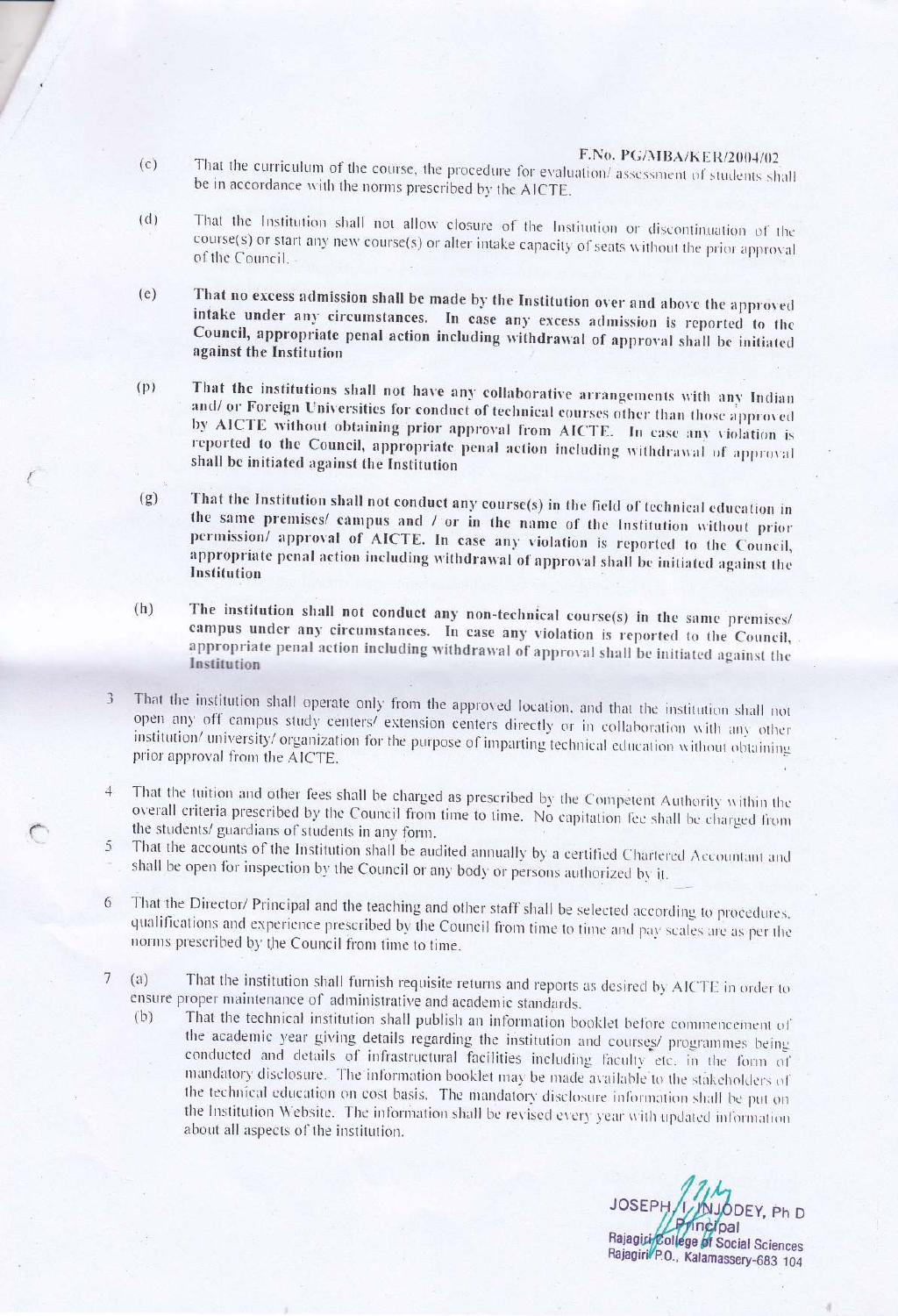F.No. PG/MBA/KER/2004/02

(c) That the curriculum of the course, the procedure for evaluation/ assessment of students shall be in accordance with the norms prescribed by the AICTE.

(d) That the Institution shall not allow closure of the Institution or discontinuation of the course(s) or start any new course(s) or alter intake capacity of seats without the prior approval of the Council.

(e) **That no excess admission shall be made by the Institution over and above the approved intake under any circumstances. In case any excess admission is reported to the Council, appropriate penal action including withdrawal of approval shall be initiated against the Institution**

(f) **That the institutions shall not have any collaborative arrangements with any Indian and/ or Foreign Universities for conduct of technical courses other than those approved by AICTE without obtaining prior approval from AICTE. In case any violation is reported to the Council, appropriate penal action including withdrawal of approval shall be initiated against the Institution**

(g) **That the Institution shall not conduct any course(s) in the field of technical education in the same premises/ campus and / or in the name of the Institution without prior permission/ approval of AICTE. In case any violation is reported to the Council, appropriate penal action including withdrawal of approval shall be initiated against the Institution**

(h) **The institution shall not conduct any non-technical course(s) in the same premises/ campus under any circumstances. In case any violation is reported to the Council, appropriate penal action including withdrawal of approval shall be initiated against the Institution**

3 That the institution shall operate only from the approved location, and that the institution shall not open any off campus study centers/ extension centers directly or in collaboration with any other institution/ university/ organization for the purpose of imparting technical education without obtaining prior approval from the AICTE.

4 That the tuition and other fees shall be charged as prescribed by the Competent Authority within the overall criteria prescribed by the Council from time to time. No capitation fee shall be charged from the students/ guardians of students in any form.

5 That the accounts of the Institution shall be audited annually by a certified Chartered Accountant and shall be open for inspection by the Council or any body or persons authorized by it.

6 That the Director/ Principal and the teaching and other staff shall be selected according to procedures, qualifications and experience prescribed by the Council from time to time and pay scales are as per the norms prescribed by the Council from time to time.

7 (a) That the institution shall furnish requisite returns and reports as desired by AICTE in order to ensure proper maintenance of administrative and academic standards.

(b) That the technical institution shall publish an information booklet before commencement of the academic year giving details regarding the institution and courses/ programmes being conducted and details of infrastructural facilities including faculty etc. in the form of mandatory disclosure. The information booklet may be made available to the stakeholders of the technical education on cost basis. The mandatory disclosure information shall be put on the Institution Website. The information shall be revised every year with updated information about all aspects of the institution.

JOSEPH I. INJODEY, Ph D
Principal
Rajagiri College of Social Sciences
Rajagiri P.O., Kalamassery-683 104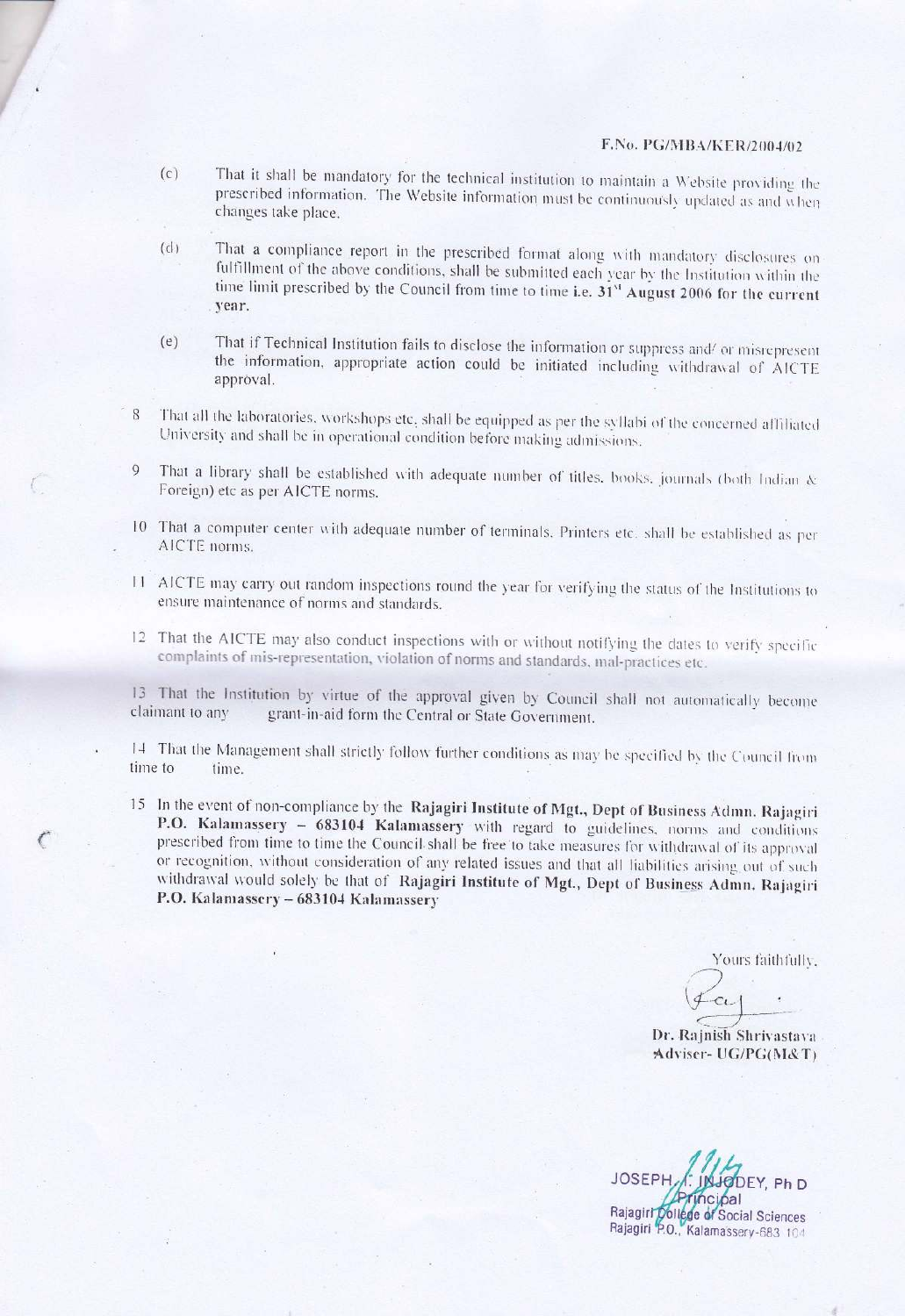F.No. PG/MBA/KER/2004/02

(c) That it shall be mandatory for the technical institution to maintain a Website providing the prescribed information. The Website information must be continuously updated as and when changes take place.

(d) That a compliance report in the prescribed format along with mandatory disclosures on fulfillment of the above conditions, shall be submitted each year by the Institution within the time limit prescribed by the Council from time to time **i.e. 31st August 2006 for the current year.**

(e) That if Technical Institution fails to disclose the information or suppress and/ or misrepresent the information, appropriate action could be initiated including withdrawal of AICTE approval.

8 That all the laboratories, workshops etc, shall be equipped as per the syllabi of the concerned affiliated University and shall be in operational condition before making admissions.

9 That a library shall be established with adequate number of titles, books, journals (both Indian & Foreign) etc as per AICTE norms.

10 That a computer center with adequate number of terminals, Printers etc. shall be established as per AICTE norms.

11 AICTE may carry out random inspections round the year for verifying the status of the Institutions to ensure maintenance of norms and standards.

12 That the AICTE may also conduct inspections with or without notifying the dates to verify specific complaints of mis-representation, violation of norms and standards, mal-practices etc.

13 That the Institution by virtue of the approval given by Council shall not automatically become claimant to any grant-in-aid form the Central or State Government.

14 That the Management shall strictly follow further conditions as may be specified by the Council from time to time.

15 In the event of non-compliance by the **Rajagiri Institute of Mgt., Dept of Business Admn. Rajagiri P.O. Kalamassery – 683104 Kalamassery** with regard to guidelines, norms and conditions prescribed from time to time the Council shall be free to take measures for withdrawal of its approval or recognition, without consideration of any related issues and that all liabilities arising out of such withdrawal would solely be that of **Rajagiri Institute of Mgt., Dept of Business Admn, Rajagiri P.O. Kalamassery – 683104 Kalamassery**

Yours faithfully,

**Dr. Rajnish Shrivastava**
**Adviser- UG/PG(M&T)**

JOSEPH I. INJODEY, Ph D
Principal
Rajagiri College of Social Sciences
Rajagiri P.O., Kalamassery-683 104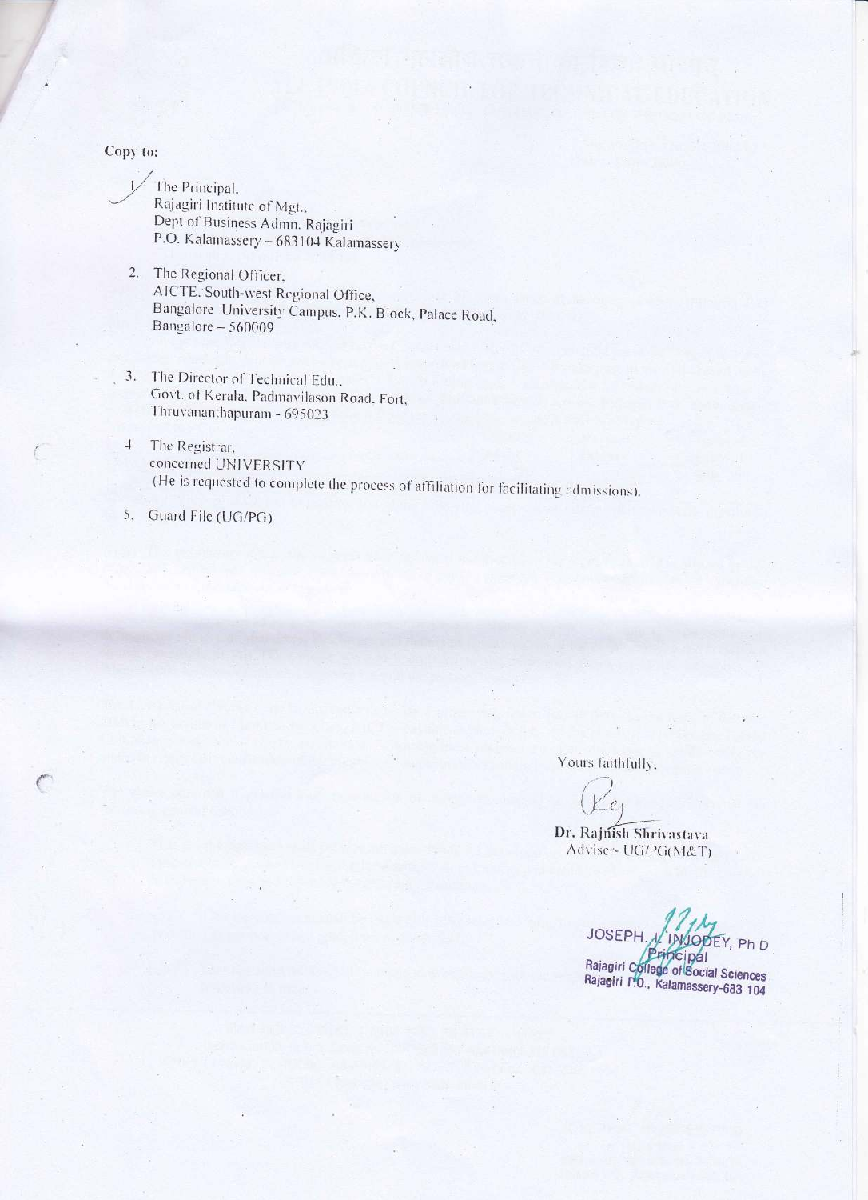**Copy to:**

1. The Principal,
   Rajagiri Institute of Mgt.,
   Dept of Business Admn. Rajagiri
   P.O. Kalamassery – 683104 Kalamassery

2. The Regional Officer,
   AICTE, South-west Regional Office,
   Bangalore University Campus, P.K. Block, Palace Road,
   Bangalore – 560009

3. The Director of Technical Edu.,
   Govt. of Kerala, Padmavilason Road, Fort,
   Thruvananthapuram - 695023

4. The Registrar,
   concerned UNIVERSITY
   (He is requested to complete the process of affiliation for facilitating admissions).

5. Guard File (UG/PG).

Yours faithfully,

Dr. Rajnish Shrivastava
Adviser- UG/PG(M&T)

JOSEPH. I. INJODEY, Ph D
Principal
Rajagiri College of Social Sciences
Rajagiri P.O., Kalamassery-683 104